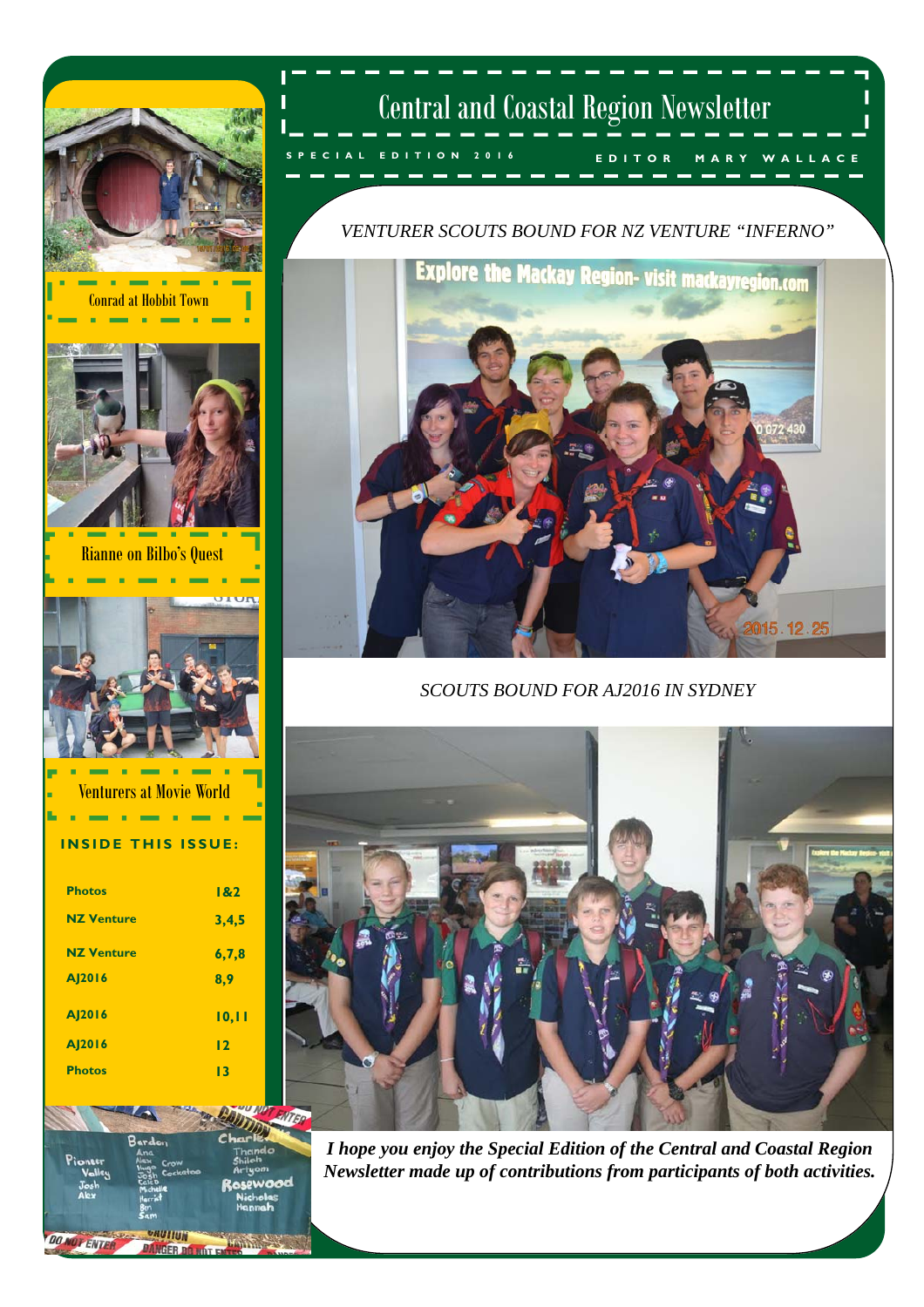# Central and Coastal Region Newsletter

SPECIAL EDITION 2016

EDITOR MARY WALLACE

Conrad at Hobbit Town

Rianne on Bilbo's Quest

Venturers at Movie World

**INSIDE THIS ISSUE:**

| | |
|---|---|
| Photos | 1&2 |
| NZ Venture | 3,4,5 |
| NZ Venture | 6,7,8 |
| AJ2016 | 8,9 |
| AJ2016 | 10,11 |
| AJ2016 | 12 |
| Photos | 13 |

*VENTURER SCOUTS BOUND FOR NZ VENTURE "INFERNO"*

*SCOUTS BOUND FOR AJ2016 IN SYDNEY*

***I hope you enjoy the Special Edition of the Central and Coastal Region Newsletter made up of contributions from participants of both activities.***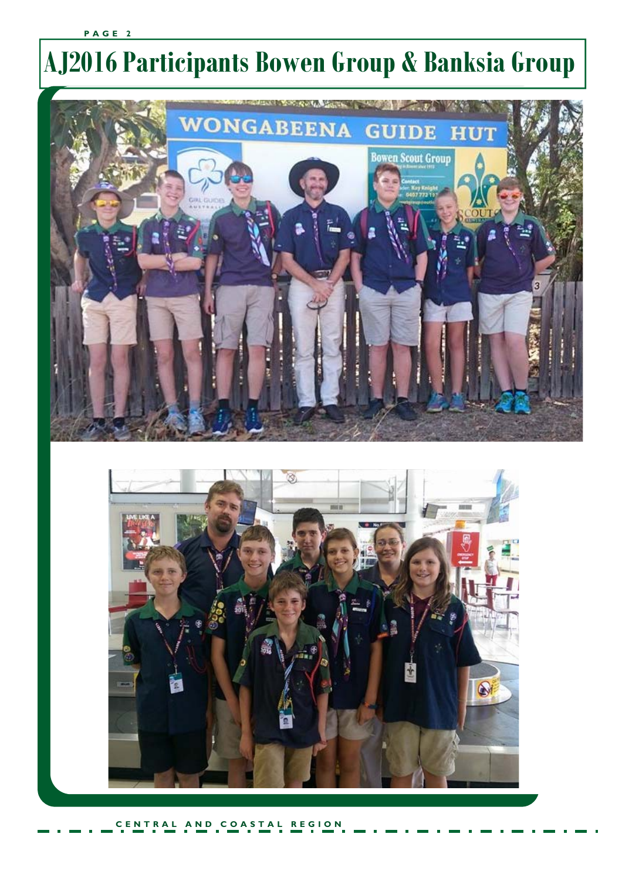# AJ2016 Participants Bowen Group & Banksia Group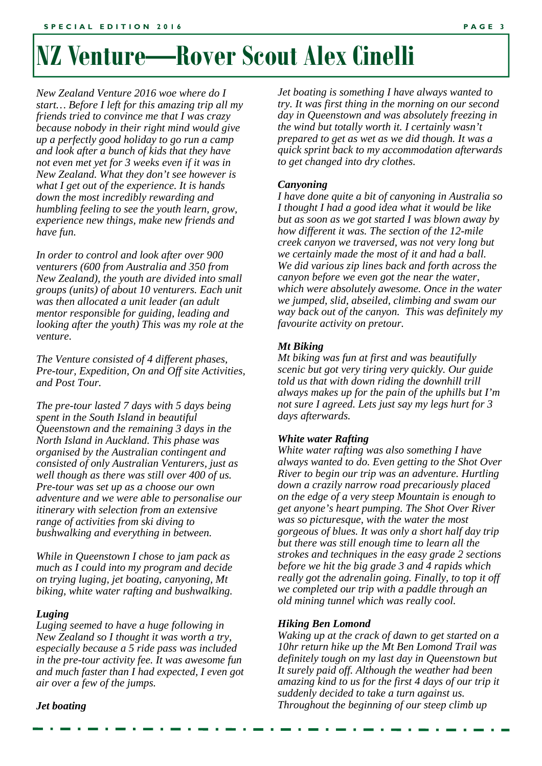# NZ Venture—Rover Scout Alex Cinelli

*New Zealand Venture 2016 woe where do I start… Before I left for this amazing trip all my friends tried to convince me that I was crazy because nobody in their right mind would give up a perfectly good holiday to go run a camp and look after a bunch of kids that they have not even met yet for 3 weeks even if it was in New Zealand. What they don't see however is what I get out of the experience. It is hands down the most incredibly rewarding and humbling feeling to see the youth learn, grow, experience new things, make new friends and have fun.*

*In order to control and look after over 900 venturers (600 from Australia and 350 from New Zealand), the youth are divided into small groups (units) of about 10 venturers. Each unit was then allocated a unit leader (an adult mentor responsible for guiding, leading and looking after the youth) This was my role at the venture.*

*The Venture consisted of 4 different phases, Pre-tour, Expedition, On and Off site Activities, and Post Tour.*

*The pre-tour lasted 7 days with 5 days being spent in the South Island in beautiful Queenstown and the remaining 3 days in the North Island in Auckland. This phase was organised by the Australian contingent and consisted of only Australian Venturers, just as well though as there was still over 400 of us. Pre-tour was set up as a choose our own adventure and we were able to personalise our itinerary with selection from an extensive range of activities from ski diving to bushwalking and everything in between.*

*While in Queenstown I chose to jam pack as much as I could into my program and decide on trying luging, jet boating, canyoning, Mt biking, white water rafting and bushwalking.*

***Luging***

*Luging seemed to have a huge following in New Zealand so I thought it was worth a try, especially because a 5 ride pass was included in the pre-tour activity fee. It was awesome fun and much faster than I had expected, I even got air over a few of the jumps.*

***Jet boating***

*Jet boating is something I have always wanted to try. It was first thing in the morning on our second day in Queenstown and was absolutely freezing in the wind but totally worth it. I certainly wasn't prepared to get as wet as we did though. It was a quick sprint back to my accommodation afterwards to get changed into dry clothes.*

***Canyoning***

*I have done quite a bit of canyoning in Australia so I thought I had a good idea what it would be like but as soon as we got started I was blown away by how different it was. The section of the 12-mile creek canyon we traversed, was not very long but we certainly made the most of it and had a ball. We did various zip lines back and forth across the canyon before we even got the near the water, which were absolutely awesome. Once in the water we jumped, slid, abseiled, climbing and swam our way back out of the canyon. This was definitely my favourite activity on pretour.*

***Mt Biking***

*Mt biking was fun at first and was beautifully scenic but got very tiring very quickly. Our guide told us that with down riding the downhill trill always makes up for the pain of the uphills but I'm not sure I agreed. Lets just say my legs hurt for 3 days afterwards.*

***White water Rafting***

*White water rafting was also something I have always wanted to do. Even getting to the Shot Over River to begin our trip was an adventure. Hurtling down a crazily narrow road precariously placed on the edge of a very steep Mountain is enough to get anyone's heart pumping. The Shot Over River was so picturesque, with the water the most gorgeous of blues. It was only a short half day trip but there was still enough time to learn all the strokes and techniques in the easy grade 2 sections before we hit the big grade 3 and 4 rapids which really got the adrenalin going. Finally, to top it off we completed our trip with a paddle through an old mining tunnel which was really cool.*

***Hiking Ben Lomond***

*Waking up at the crack of dawn to get started on a 10hr return hike up the Mt Ben Lomond Trail was definitely tough on my last day in Queenstown but It surely paid off. Although the weather had been amazing kind to us for the first 4 days of our trip it suddenly decided to take a turn against us. Throughout the beginning of our steep climb up*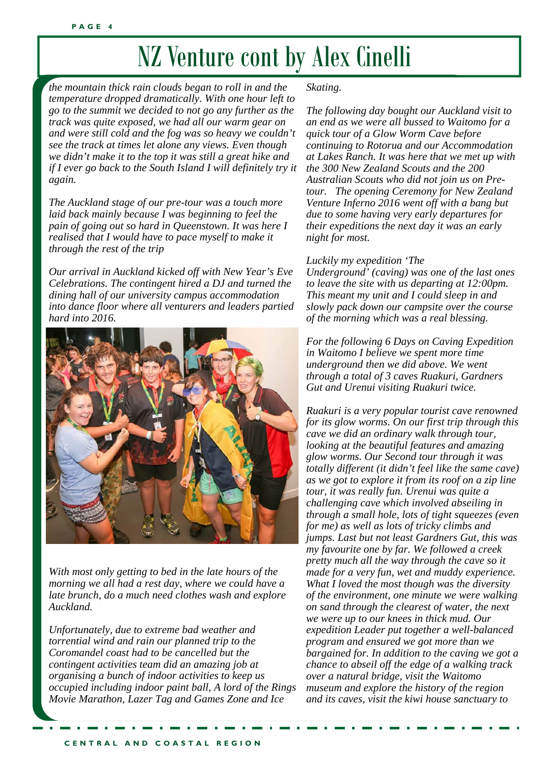# NZ Venture cont by Alex Cinelli

*the mountain thick rain clouds began to roll in and the temperature dropped dramatically. With one hour left to go to the summit we decided to not go any further as the track was quite exposed, we had all our warm gear on and were still cold and the fog was so heavy we couldn't see the track at times let alone any views. Even though we didn't make it to the top it was still a great hike and if I ever go back to the South Island I will definitely try it again.*

*The Auckland stage of our pre-tour was a touch more laid back mainly because I was beginning to feel the pain of going out so hard in Queenstown. It was here I realised that I would have to pace myself to make it through the rest of the trip*

*Our arrival in Auckland kicked off with New Year's Eve Celebrations. The contingent hired a DJ and turned the dining hall of our university campus accommodation into dance floor where all venturers and leaders partied hard into 2016.*

*With most only getting to bed in the late hours of the morning we all had a rest day, where we could have a late brunch, do a much need clothes wash and explore Auckland.*

*Unfortunately, due to extreme bad weather and torrential wind and rain our planned trip to the Coromandel coast had to be cancelled but the contingent activities team did an amazing job at organising a bunch of indoor activities to keep us occupied including indoor paint ball, A lord of the Rings Movie Marathon, Lazer Tag and Games Zone and Ice Skating.*

*The following day bought our Auckland visit to an end as we were all bussed to Waitomo for a quick tour of a Glow Worm Cave before continuing to Rotorua and our Accommodation at Lakes Ranch. It was here that we met up with the 300 New Zealand Scouts and the 200 Australian Scouts who did not join us on Pre-tour. The opening Ceremony for New Zealand Venture Inferno 2016 went off with a bang but due to some having very early departures for their expeditions the next day it was an early night for most.*

*Luckily my expedition 'The Underground' (caving) was one of the last ones to leave the site with us departing at 12:00pm. This meant my unit and I could sleep in and slowly pack down our campsite over the course of the morning which was a real blessing.*

*For the following 6 Days on Caving Expedition in Waitomo I believe we spent more time underground then we did above. We went through a total of 3 caves Ruakuri, Gardners Gut and Urenui visiting Ruakuri twice.*

*Ruakuri is a very popular tourist cave renowned for its glow worms. On our first trip through this cave we did an ordinary walk through tour, looking at the beautiful features and amazing glow worms. Our Second tour through it was totally different (it didn't feel like the same cave) as we got to explore it from its roof on a zip line tour, it was really fun. Urenui was quite a challenging cave which involved abseiling in through a small hole, lots of tight squeezes (even for me) as well as lots of tricky climbs and jumps. Last but not least Gardners Gut, this was my favourite one by far. We followed a creek pretty much all the way through the cave so it made for a very fun, wet and muddy experience. What I loved the most though was the diversity of the environment, one minute we were walking on sand through the clearest of water, the next we were up to our knees in thick mud. Our expedition Leader put together a well-balanced program and ensured we got more than we bargained for. In addition to the caving we got a chance to abseil off the edge of a walking track over a natural bridge, visit the Waitomo museum and explore the history of the region and its caves, visit the kiwi house sanctuary to*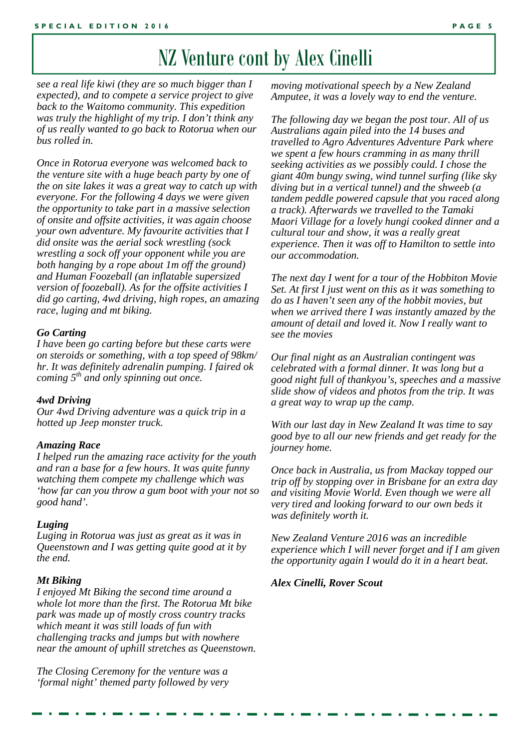# NZ Venture cont by Alex Cinelli

*see a real life kiwi (they are so much bigger than I expected), and to compete a service project to give back to the Waitomo community. This expedition was truly the highlight of my trip. I don't think any of us really wanted to go back to Rotorua when our bus rolled in.*

*Once in Rotorua everyone was welcomed back to the venture site with a huge beach party by one of the on site lakes it was a great way to catch up with everyone. For the following 4 days we were given the opportunity to take part in a massive selection of onsite and offsite activities, it was again choose your own adventure. My favourite activities that I did onsite was the aerial sock wrestling (sock wrestling a sock off your opponent while you are both hanging by a rope about 1m off the ground) and Human Foozeball (an inflatable supersized version of foozeball). As for the offsite activities I did go carting, 4wd driving, high ropes, an amazing race, luging and mt biking.*

***Go Carting***

*I have been go carting before but these carts were on steroids or something, with a top speed of 98km/hr. It was definitely adrenalin pumping. I faired ok coming 5th and only spinning out once.*

***4wd Driving***

*Our 4wd Driving adventure was a quick trip in a hotted up Jeep monster truck.*

***Amazing Race***

*I helped run the amazing race activity for the youth and ran a base for a few hours. It was quite funny watching them compete my challenge which was 'how far can you throw a gum boot with your not so good hand'.*

***Luging***

*Luging in Rotorua was just as great as it was in Queenstown and I was getting quite good at it by the end.*

***Mt Biking***

*I enjoyed Mt Biking the second time around a whole lot more than the first. The Rotorua Mt bike park was made up of mostly cross country tracks which meant it was still loads of fun with challenging tracks and jumps but with nowhere near the amount of uphill stretches as Queenstown.*

*The Closing Ceremony for the venture was a 'formal night' themed party followed by very moving motivational speech by a New Zealand Amputee, it was a lovely way to end the venture.*

*The following day we began the post tour. All of us Australians again piled into the 14 buses and travelled to Agro Adventures Adventure Park where we spent a few hours cramming in as many thrill seeking activities as we possibly could. I chose the giant 40m bungy swing, wind tunnel surfing (like sky diving but in a vertical tunnel) and the shweeb (a tandem peddle powered capsule that you raced along a track). Afterwards we travelled to the Tamaki Maori Village for a lovely hungi cooked dinner and a cultural tour and show, it was a really great experience. Then it was off to Hamilton to settle into our accommodation.*

*The next day I went for a tour of the Hobbiton Movie Set. At first I just went on this as it was something to do as I haven't seen any of the hobbit movies, but when we arrived there I was instantly amazed by the amount of detail and loved it. Now I really want to see the movies*

*Our final night as an Australian contingent was celebrated with a formal dinner. It was long but a good night full of thankyou's, speeches and a massive slide show of videos and photos from the trip. It was a great way to wrap up the camp.*

*With our last day in New Zealand It was time to say good bye to all our new friends and get ready for the journey home.*

*Once back in Australia, us from Mackay topped our trip off by stopping over in Brisbane for an extra day and visiting Movie World. Even though we were all very tired and looking forward to our own beds it was definitely worth it.*

*New Zealand Venture 2016 was an incredible experience which I will never forget and if I am given the opportunity again I would do it in a heart beat.*

***Alex Cinelli, Rover Scout***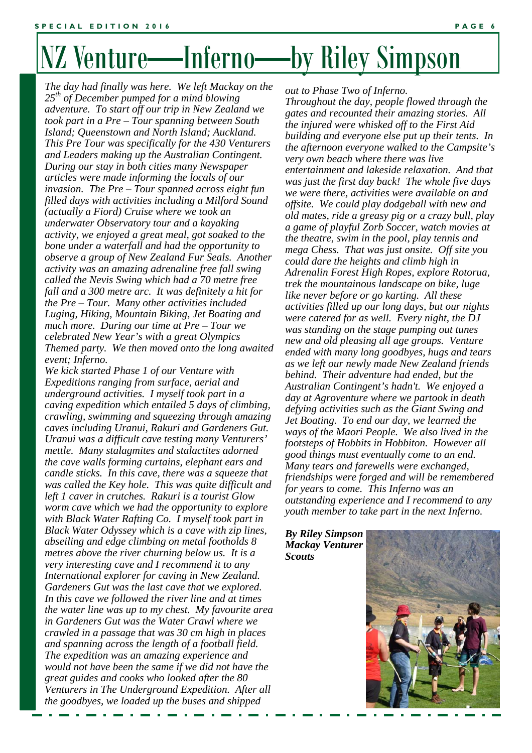# NZ Venture—Inferno—by Riley Simpson

*The day had finally was here. We left Mackay on the 25th of December pumped for a mind blowing adventure. To start off our trip in New Zealand we took part in a Pre – Tour spanning between South Island; Queenstown and North Island; Auckland. This Pre Tour was specifically for the 430 Venturers and Leaders making up the Australian Contingent. During our stay in both cities many Newspaper articles were made informing the locals of our invasion. The Pre – Tour spanned across eight fun filled days with activities including a Milford Sound (actually a Fiord) Cruise where we took an underwater Observatory tour and a kayaking activity, we enjoyed a great meal, got soaked to the bone under a waterfall and had the opportunity to observe a group of New Zealand Fur Seals. Another activity was an amazing adrenaline free fall swing called the Nevis Swing which had a 70 metre free fall and a 300 metre arc. It was definitely a hit for the Pre – Tour. Many other activities included Luging, Hiking, Mountain Biking, Jet Boating and much more. During our time at Pre – Tour we celebrated New Year's with a great Olympics Themed party. We then moved onto the long awaited event; Inferno.*

*We kick started Phase 1 of our Venture with Expeditions ranging from surface, aerial and underground activities. I myself took part in a caving expedition which entailed 5 days of climbing, crawling, swimming and squeezing through amazing caves including Uranui, Rakuri and Gardeners Gut. Uranui was a difficult cave testing many Venturers' mettle. Many stalagmites and stalactites adorned the cave walls forming curtains, elephant ears and candle sticks. In this cave, there was a squeeze that was called the Key hole. This was quite difficult and left 1 caver in crutches. Rakuri is a tourist Glow worm cave which we had the opportunity to explore with Black Water Rafting Co. I myself took part in Black Water Odyssey which is a cave with zip lines, abseiling and edge climbing on metal footholds 8 metres above the river churning below us. It is a very interesting cave and I recommend it to any International explorer for caving in New Zealand. Gardeners Gut was the last cave that we explored. In this cave we followed the river line and at times the water line was up to my chest. My favourite area in Gardeners Gut was the Water Crawl where we crawled in a passage that was 30 cm high in places and spanning across the length of a football field. The expedition was an amazing experience and would not have been the same if we did not have the great guides and cooks who looked after the 80 Venturers in The Underground Expedition. After all the goodbyes, we loaded up the buses and shipped out to Phase Two of Inferno.*

*Throughout the day, people flowed through the gates and recounted their amazing stories. All the injured were whisked off to the First Aid building and everyone else put up their tents. In the afternoon everyone walked to the Campsite's very own beach where there was live entertainment and lakeside relaxation. And that was just the first day back! The whole five days we were there, activities were available on and offsite. We could play dodgeball with new and old mates, ride a greasy pig or a crazy bull, play a game of playful Zorb Soccer, watch movies at the theatre, swim in the pool, play tennis and mega Chess. That was just onsite. Off site you could dare the heights and climb high in Adrenalin Forest High Ropes, explore Rotorua, trek the mountainous landscape on bike, luge like never before or go karting. All these activities filled up our long days, but our nights were catered for as well. Every night, the DJ was standing on the stage pumping out tunes new and old pleasing all age groups. Venture ended with many long goodbyes, hugs and tears as we left our newly made New Zealand friends behind. Their adventure had ended, but the Australian Contingent's hadn't. We enjoyed a day at Agroventure where we partook in death defying activities such as the Giant Swing and Jet Boating. To end our day, we learned the ways of the Maori People. We also lived in the footsteps of Hobbits in Hobbiton. However all good things must eventually come to an end. Many tears and farewells were exchanged, friendships were forged and will be remembered for years to come. This Inferno was an outstanding experience and I recommend to any youth member to take part in the next Inferno.*

***By Riley Simpson***
***Mackay Venturer Scouts***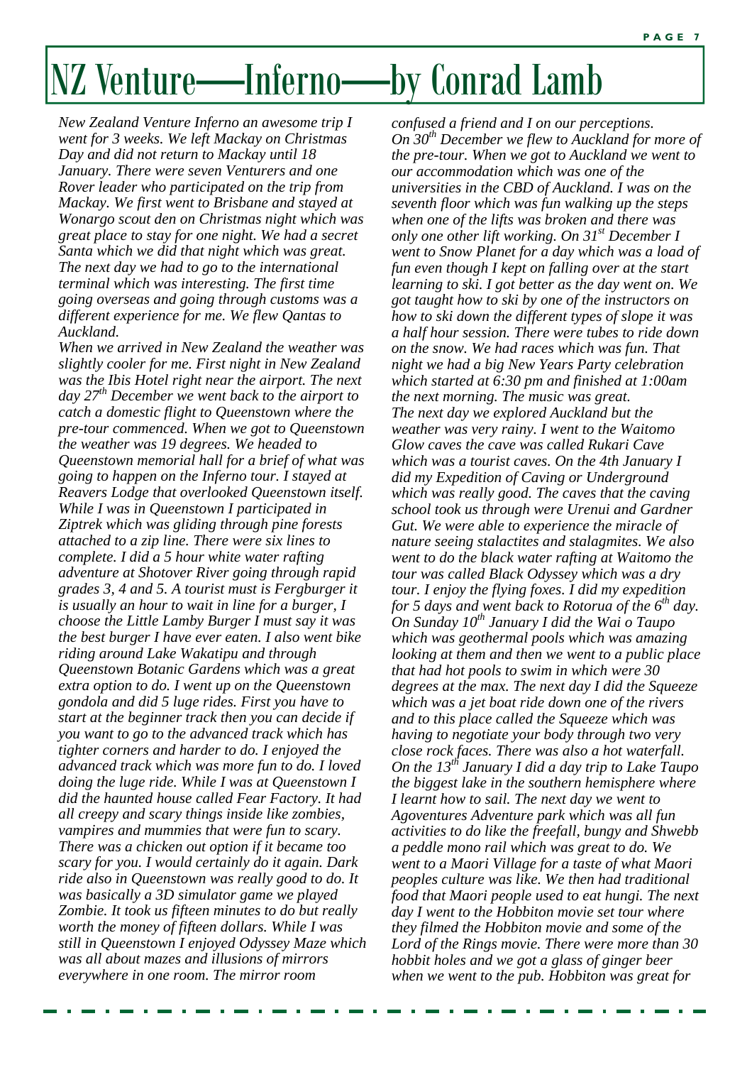# NZ Venture—Inferno—by Conrad Lamb

*New Zealand Venture Inferno an awesome trip I went for 3 weeks. We left Mackay on Christmas Day and did not return to Mackay until 18 January. There were seven Venturers and one Rover leader who participated on the trip from Mackay. We first went to Brisbane and stayed at Wonargo scout den on Christmas night which was great place to stay for one night. We had a secret Santa which we did that night which was great. The next day we had to go to the international terminal which was interesting. The first time going overseas and going through customs was a different experience for me. We flew Qantas to Auckland.*

*When we arrived in New Zealand the weather was slightly cooler for me. First night in New Zealand was the Ibis Hotel right near the airport. The next day 27th December we went back to the airport to catch a domestic flight to Queenstown where the pre-tour commenced. When we got to Queenstown the weather was 19 degrees. We headed to Queenstown memorial hall for a brief of what was going to happen on the Inferno tour. I stayed at Reavers Lodge that overlooked Queenstown itself. While I was in Queenstown I participated in Ziptrek which was gliding through pine forests attached to a zip line. There were six lines to complete. I did a 5 hour white water rafting adventure at Shotover River going through rapid grades 3, 4 and 5. A tourist must is Fergburger it is usually an hour to wait in line for a burger, I choose the Little Lamby Burger I must say it was the best burger I have ever eaten. I also went bike riding around Lake Wakatipu and through Queenstown Botanic Gardens which was a great extra option to do. I went up on the Queenstown gondola and did 5 luge rides. First you have to start at the beginner track then you can decide if you want to go to the advanced track which has tighter corners and harder to do. I enjoyed the advanced track which was more fun to do. I loved doing the luge ride. While I was at Queenstown I did the haunted house called Fear Factory. It had all creepy and scary things inside like zombies, vampires and mummies that were fun to scary. There was a chicken out option if it became too scary for you. I would certainly do it again. Dark ride also in Queenstown was really good to do. It was basically a 3D simulator game we played Zombie. It took us fifteen minutes to do but really worth the money of fifteen dollars. While I was still in Queenstown I enjoyed Odyssey Maze which was all about mazes and illusions of mirrors everywhere in one room. The mirror room confused a friend and I on our perceptions.*

*On 30th December we flew to Auckland for more of the pre-tour. When we got to Auckland we went to our accommodation which was one of the universities in the CBD of Auckland. I was on the seventh floor which was fun walking up the steps when one of the lifts was broken and there was only one other lift working. On 31st December I went to Snow Planet for a day which was a load of fun even though I kept on falling over at the start learning to ski. I got better as the day went on. We got taught how to ski by one of the instructors on how to ski down the different types of slope it was a half hour session. There were tubes to ride down on the snow. We had races which was fun. That night we had a big New Years Party celebration which started at 6:30 pm and finished at 1:00am the next morning. The music was great.*

*The next day we explored Auckland but the weather was very rainy. I went to the Waitomo Glow caves the cave was called Rukari Cave which was a tourist caves. On the 4th January I did my Expedition of Caving or Underground which was really good. The caves that the caving school took us through were Urenui and Gardner Gut. We were able to experience the miracle of nature seeing stalactites and stalagmites. We also went to do the black water rafting at Waitomo the tour was called Black Odyssey which was a dry tour. I enjoy the flying foxes. I did my expedition for 5 days and went back to Rotorua of the 6th day. On Sunday 10th January I did the Wai o Taupo which was geothermal pools which was amazing looking at them and then we went to a public place that had hot pools to swim in which were 30 degrees at the max. The next day I did the Squeeze which was a jet boat ride down one of the rivers and to this place called the Squeeze which was having to negotiate your body through two very close rock faces. There was also a hot waterfall. On the 13th January I did a day trip to Lake Taupo the biggest lake in the southern hemisphere where I learnt how to sail. The next day we went to Agoventures Adventure park which was all fun activities to do like the freefall, bungy and Shwebb a peddle mono rail which was great to do. We went to a Maori Village for a taste of what Maori peoples culture was like. We then had traditional food that Maori people used to eat hungi. The next day I went to the Hobbiton movie set tour where they filmed the Hobbiton movie and some of the Lord of the Rings movie. There were more than 30 hobbit holes and we got a glass of ginger beer when we went to the pub. Hobbiton was great for*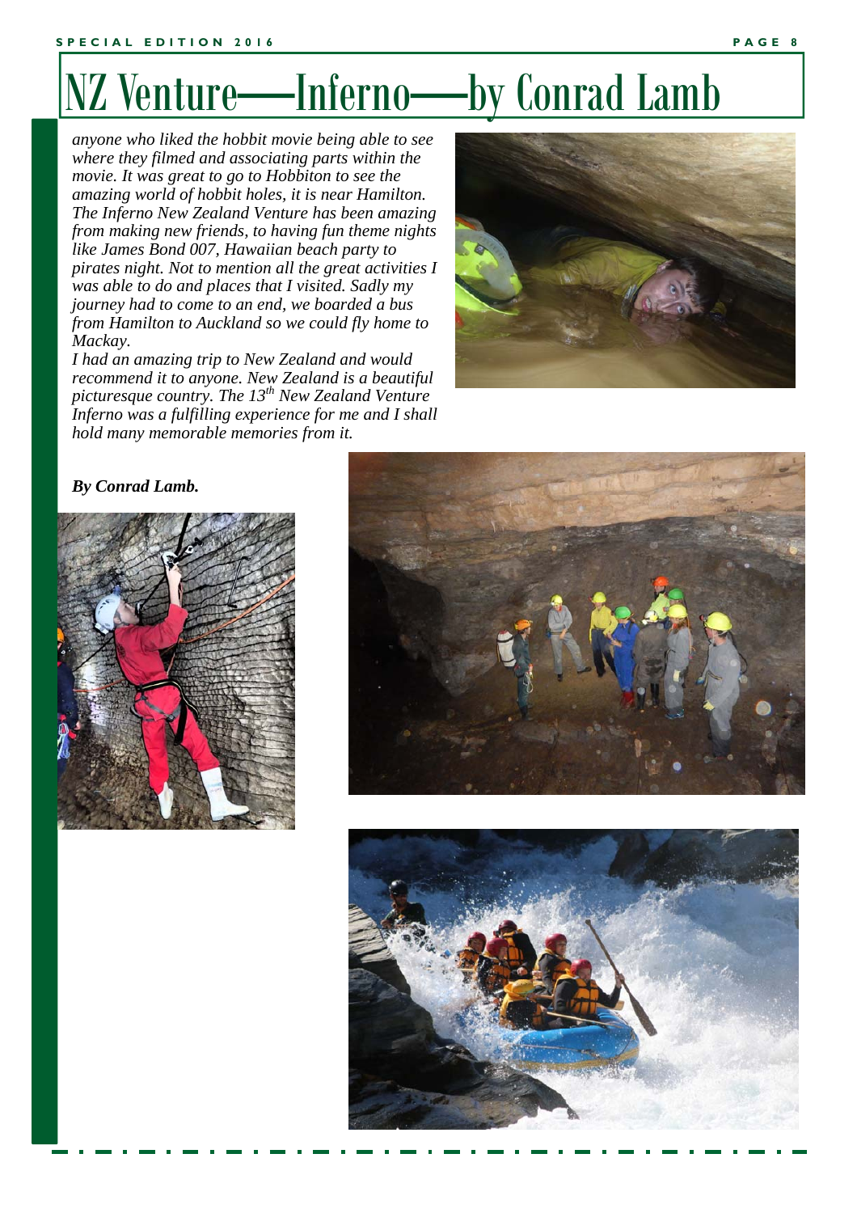# NZ Venture—Inferno—by Conrad Lamb

*anyone who liked the hobbit movie being able to see where they filmed and associating parts within the movie. It was great to go to Hobbiton to see the amazing world of hobbit holes, it is near Hamilton. The Inferno New Zealand Venture has been amazing from making new friends, to having fun theme nights like James Bond 007, Hawaiian beach party to pirates night. Not to mention all the great activities I was able to do and places that I visited. Sadly my journey had to come to an end, we boarded a bus from Hamilton to Auckland so we could fly home to Mackay.*

*I had an amazing trip to New Zealand and would recommend it to anyone. New Zealand is a beautiful picturesque country. The 13th New Zealand Venture Inferno was a fulfilling experience for me and I shall hold many memorable memories from it.*

***By Conrad Lamb.***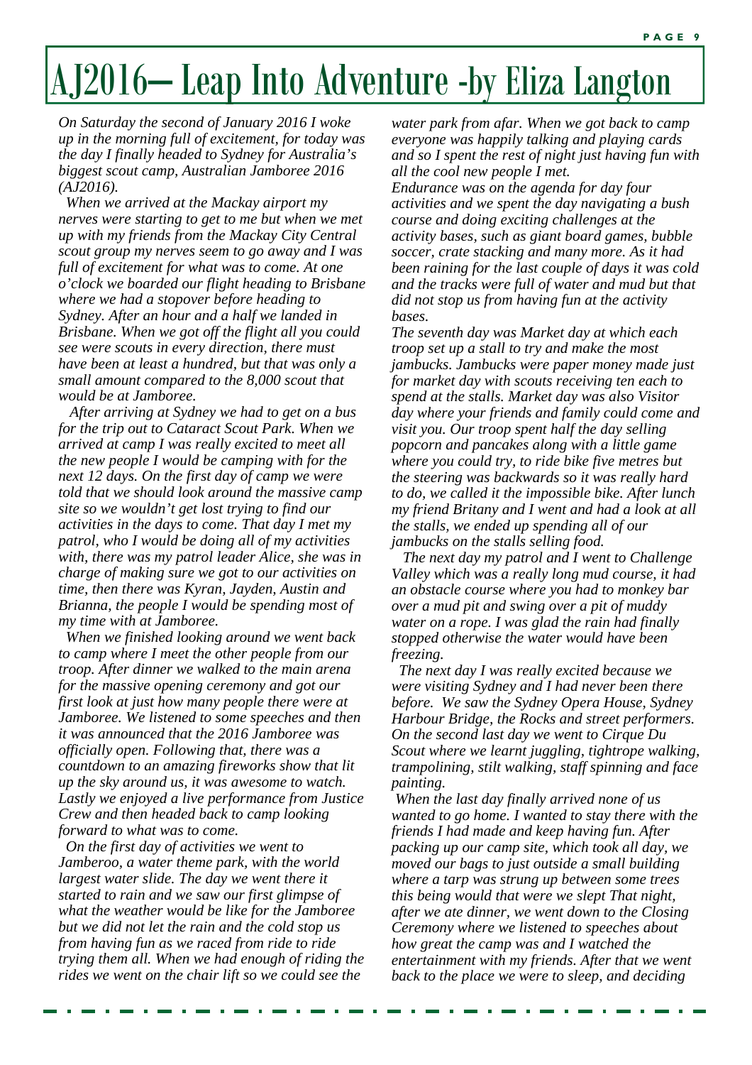# AJ2016— Leap Into Adventure -by Eliza Langton

*On Saturday the second of January 2016 I woke up in the morning full of excitement, for today was the day I finally headed to Sydney for Australia's biggest scout camp, Australian Jamboree 2016 (AJ2016).*

*When we arrived at the Mackay airport my nerves were starting to get to me but when we met up with my friends from the Mackay City Central scout group my nerves seem to go away and I was full of excitement for what was to come. At one o'clock we boarded our flight heading to Brisbane where we had a stopover before heading to Sydney. After an hour and a half we landed in Brisbane. When we got off the flight all you could see were scouts in every direction, there must have been at least a hundred, but that was only a small amount compared to the 8,000 scout that would be at Jamboree.*

*After arriving at Sydney we had to get on a bus for the trip out to Cataract Scout Park. When we arrived at camp I was really excited to meet all the new people I would be camping with for the next 12 days. On the first day of camp we were told that we should look around the massive camp site so we wouldn't get lost trying to find our activities in the days to come. That day I met my patrol, who I would be doing all of my activities with, there was my patrol leader Alice, she was in charge of making sure we got to our activities on time, then there was Kyran, Jayden, Austin and Brianna, the people I would be spending most of my time with at Jamboree.*

*When we finished looking around we went back to camp where I meet the other people from our troop. After dinner we walked to the main arena for the massive opening ceremony and got our first look at just how many people there were at Jamboree. We listened to some speeches and then it was announced that the 2016 Jamboree was officially open. Following that, there was a countdown to an amazing fireworks show that lit up the sky around us, it was awesome to watch. Lastly we enjoyed a live performance from Justice Crew and then headed back to camp looking forward to what was to come.*

*On the first day of activities we went to Jamberoo, a water theme park, with the world largest water slide. The day we went there it started to rain and we saw our first glimpse of what the weather would be like for the Jamboree but we did not let the rain and the cold stop us from having fun as we raced from ride to ride trying them all. When we had enough of riding the rides we went on the chair lift so we could see the water park from afar. When we got back to camp everyone was happily talking and playing cards and so I spent the rest of night just having fun with all the cool new people I met.*

*Endurance was on the agenda for day four activities and we spent the day navigating a bush course and doing exciting challenges at the activity bases, such as giant board games, bubble soccer, crate stacking and many more. As it had been raining for the last couple of days it was cold and the tracks were full of water and mud but that did not stop us from having fun at the activity bases.*

*The seventh day was Market day at which each troop set up a stall to try and make the most jambucks. Jambucks were paper money made just for market day with scouts receiving ten each to spend at the stalls. Market day was also Visitor day where your friends and family could come and visit you. Our troop spent half the day selling popcorn and pancakes along with a little game where you could try, to ride bike five metres but the steering was backwards so it was really hard to do, we called it the impossible bike. After lunch my friend Britany and I went and had a look at all the stalls, we ended up spending all of our jambucks on the stalls selling food.*

*The next day my patrol and I went to Challenge Valley which was a really long mud course, it had an obstacle course where you had to monkey bar over a mud pit and swing over a pit of muddy water on a rope. I was glad the rain had finally stopped otherwise the water would have been freezing.*

*The next day I was really excited because we were visiting Sydney and I had never been there before. We saw the Sydney Opera House, Sydney Harbour Bridge, the Rocks and street performers. On the second last day we went to Cirque Du Scout where we learnt juggling, tightrope walking, trampolining, stilt walking, staff spinning and face painting.*

*When the last day finally arrived none of us wanted to go home. I wanted to stay there with the friends I had made and keep having fun. After packing up our camp site, which took all day, we moved our bags to just outside a small building where a tarp was strung up between some trees this being would that were we slept That night, after we ate dinner, we went down to the Closing Ceremony where we listened to speeches about how great the camp was and I watched the entertainment with my friends. After that we went back to the place we were to sleep, and deciding*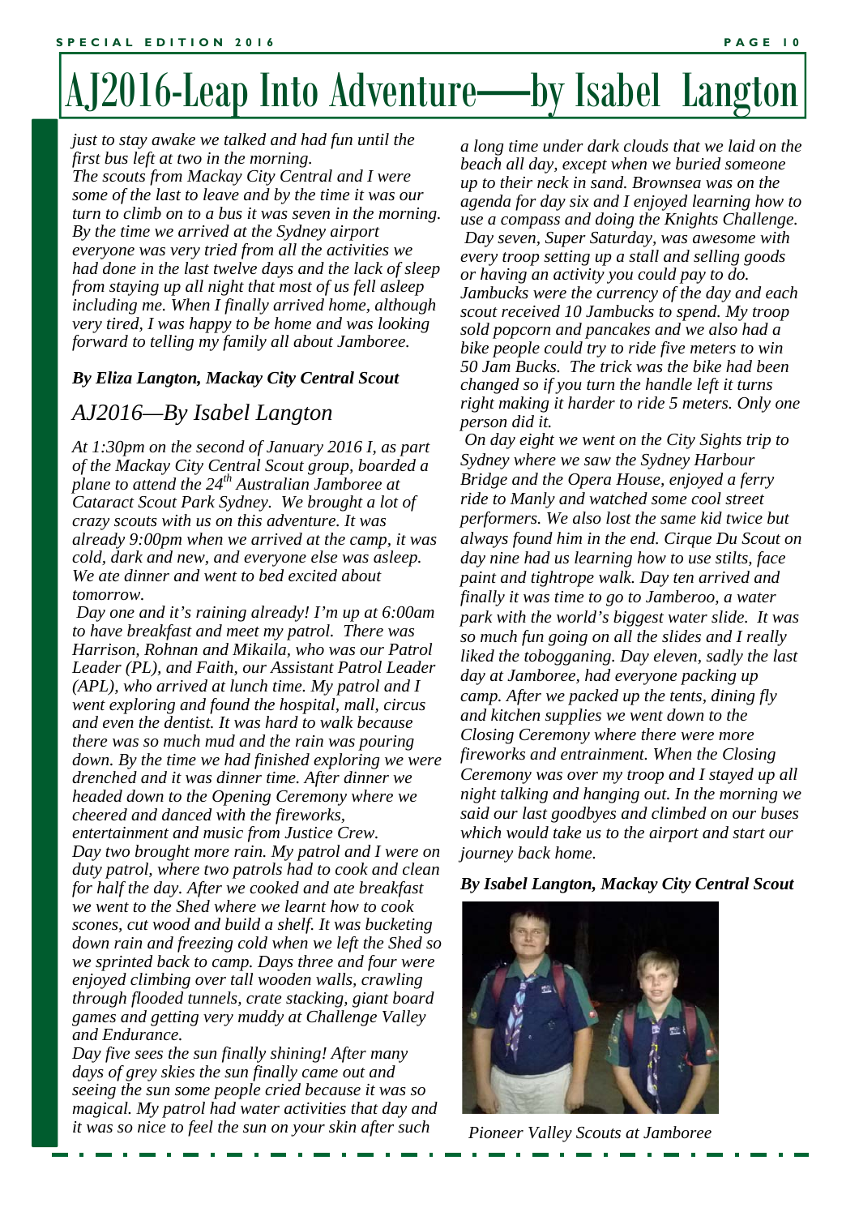// Page 10 of 13 — running header omitted; photo caption kept as text since no image ID was provided

# AJ2016-Leap Into Adventure—by Isabel Langton

*just to stay awake we talked and had fun until the first bus left at two in the morning.*
*The scouts from Mackay City Central and I were some of the last to leave and by the time it was our turn to climb on to a bus it was seven in the morning. By the time we arrived at the Sydney airport everyone was very tried from all the activities we had done in the last twelve days and the lack of sleep from staying up all night that most of us fell asleep including me. When I finally arrived home, although very tired, I was happy to be home and was looking forward to telling my family all about Jamboree.*

***By Eliza Langton, Mackay City Central Scout***

## *AJ2016—By Isabel Langton*

*At 1:30pm on the second of January 2016 I, as part of the Mackay City Central Scout group, boarded a plane to attend the 24th Australian Jamboree at Cataract Scout Park Sydney. We brought a lot of crazy scouts with us on this adventure. It was already 9:00pm when we arrived at the camp, it was cold, dark and new, and everyone else was asleep. We ate dinner and went to bed excited about tomorrow.*

*Day one and it's raining already! I'm up at 6:00am to have breakfast and meet my patrol. There was Harrison, Rohnan and Mikaila, who was our Patrol Leader (PL), and Faith, our Assistant Patrol Leader (APL), who arrived at lunch time. My patrol and I went exploring and found the hospital, mall, circus and even the dentist. It was hard to walk because there was so much mud and the rain was pouring down. By the time we had finished exploring we were drenched and it was dinner time. After dinner we headed down to the Opening Ceremony where we cheered and danced with the fireworks, entertainment and music from Justice Crew.*
*Day two brought more rain. My patrol and I were on duty patrol, where two patrols had to cook and clean for half the day. After we cooked and ate breakfast we went to the Shed where we learnt how to cook scones, cut wood and build a shelf. It was bucketing down rain and freezing cold when we left the Shed so we sprinted back to camp. Days three and four were enjoyed climbing over tall wooden walls, crawling through flooded tunnels, crate stacking, giant board games and getting very muddy at Challenge Valley and Endurance.*
*Day five sees the sun finally shining! After many days of grey skies the sun finally came out and seeing the sun some people cried because it was so magical. My patrol had water activities that day and it was so nice to feel the sun on your skin after such a long time under dark clouds that we laid on the beach all day, except when we buried someone up to their neck in sand. Brownsea was on the agenda for day six and I enjoyed learning how to use a compass and doing the Knights Challenge.*
*Day seven, Super Saturday, was awesome with every troop setting up a stall and selling goods or having an activity you could pay to do. Jambucks were the currency of the day and each scout received 10 Jambucks to spend. My troop sold popcorn and pancakes and we also had a bike people could try to ride five meters to win 50 Jam Bucks. The trick was the bike had been changed so if you turn the handle left it turns right making it harder to ride 5 meters. Only one person did it.*
*On day eight we went on the City Sights trip to Sydney where we saw the Sydney Harbour Bridge and the Opera House, enjoyed a ferry ride to Manly and watched some cool street performers. We also lost the same kid twice but always found him in the end. Cirque Du Scout on day nine had us learning how to use stilts, face paint and tightrope walk. Day ten arrived and finally it was time to go to Jamberoo, a water park with the world's biggest water slide. It was so much fun going on all the slides and I really liked the tobogganing. Day eleven, sadly the last day at Jamboree, had everyone packing up camp. After we packed up the tents, dining fly and kitchen supplies we went down to the Closing Ceremony where there were more fireworks and entrainment. When the Closing Ceremony was over my troop and I stayed up all night talking and hanging out. In the morning we said our last goodbyes and climbed on our buses which would take us to the airport and start our journey back home.*

***By Isabel Langton, Mackay City Central Scout***

*Pioneer Valley Scouts at Jamboree*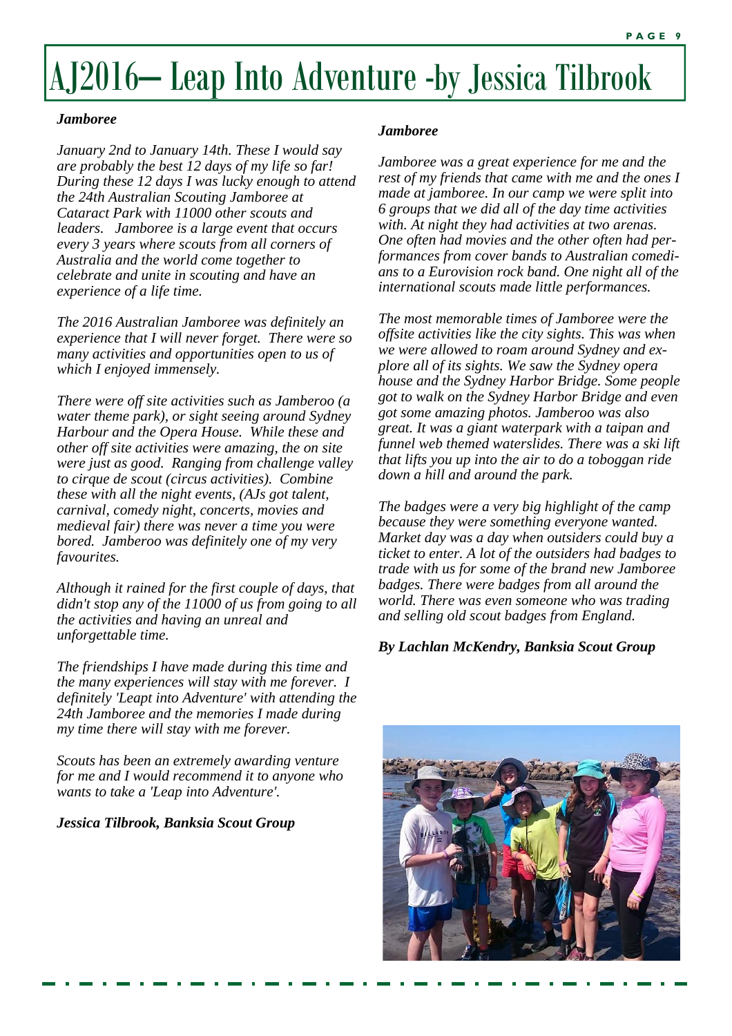# AJ2016— Leap Into Adventure -by Jessica Tilbrook

***Jamboree***

*January 2nd to January 14th. These I would say are probably the best 12 days of my life so far! During these 12 days I was lucky enough to attend the 24th Australian Scouting Jamboree at Cataract Park with 11000 other scouts and leaders. Jamboree is a large event that occurs every 3 years where scouts from all corners of Australia and the world come together to celebrate and unite in scouting and have an experience of a life time.*

*The 2016 Australian Jamboree was definitely an experience that I will never forget. There were so many activities and opportunities open to us of which I enjoyed immensely.*

*There were off site activities such as Jamberoo (a water theme park), or sight seeing around Sydney Harbour and the Opera House. While these and other off site activities were amazing, the on site were just as good. Ranging from challenge valley to cirque de scout (circus activities). Combine these with all the night events, (AJs got talent, carnival, comedy night, concerts, movies and medieval fair) there was never a time you were bored. Jamberoo was definitely one of my very favourites.*

*Although it rained for the first couple of days, that didn't stop any of the 11000 of us from going to all the activities and having an unreal and unforgettable time.*

*The friendships I have made during this time and the many experiences will stay with me forever. I definitely 'Leapt into Adventure' with attending the 24th Jamboree and the memories I made during my time there will stay with me forever.*

*Scouts has been an extremely awarding venture for me and I would recommend it to anyone who wants to take a 'Leap into Adventure'.*

***Jessica Tilbrook, Banksia Scout Group***

***Jamboree***

*Jamboree was a great experience for me and the rest of my friends that came with me and the ones I made at jamboree. In our camp we were split into 6 groups that we did all of the day time activities with. At night they had activities at two arenas. One often had movies and the other often had performances from cover bands to Australian comedians to a Eurovision rock band. One night all of the international scouts made little performances.*

*The most memorable times of Jamboree were the offsite activities like the city sights. This was when we were allowed to roam around Sydney and explore all of its sights. We saw the Sydney opera house and the Sydney Harbor Bridge. Some people got to walk on the Sydney Harbor Bridge and even got some amazing photos. Jamberoo was also great. It was a giant waterpark with a taipan and funnel web themed waterslides. There was a ski lift that lifts you up into the air to do a toboggan ride down a hill and around the park.*

*The badges were a very big highlight of the camp because they were something everyone wanted. Market day was a day when outsiders could buy a ticket to enter. A lot of the outsiders had badges to trade with us for some of the brand new Jamboree badges. There were badges from all around the world. There was even someone who was trading and selling old scout badges from England.*

***By Lachlan McKendry, Banksia Scout Group***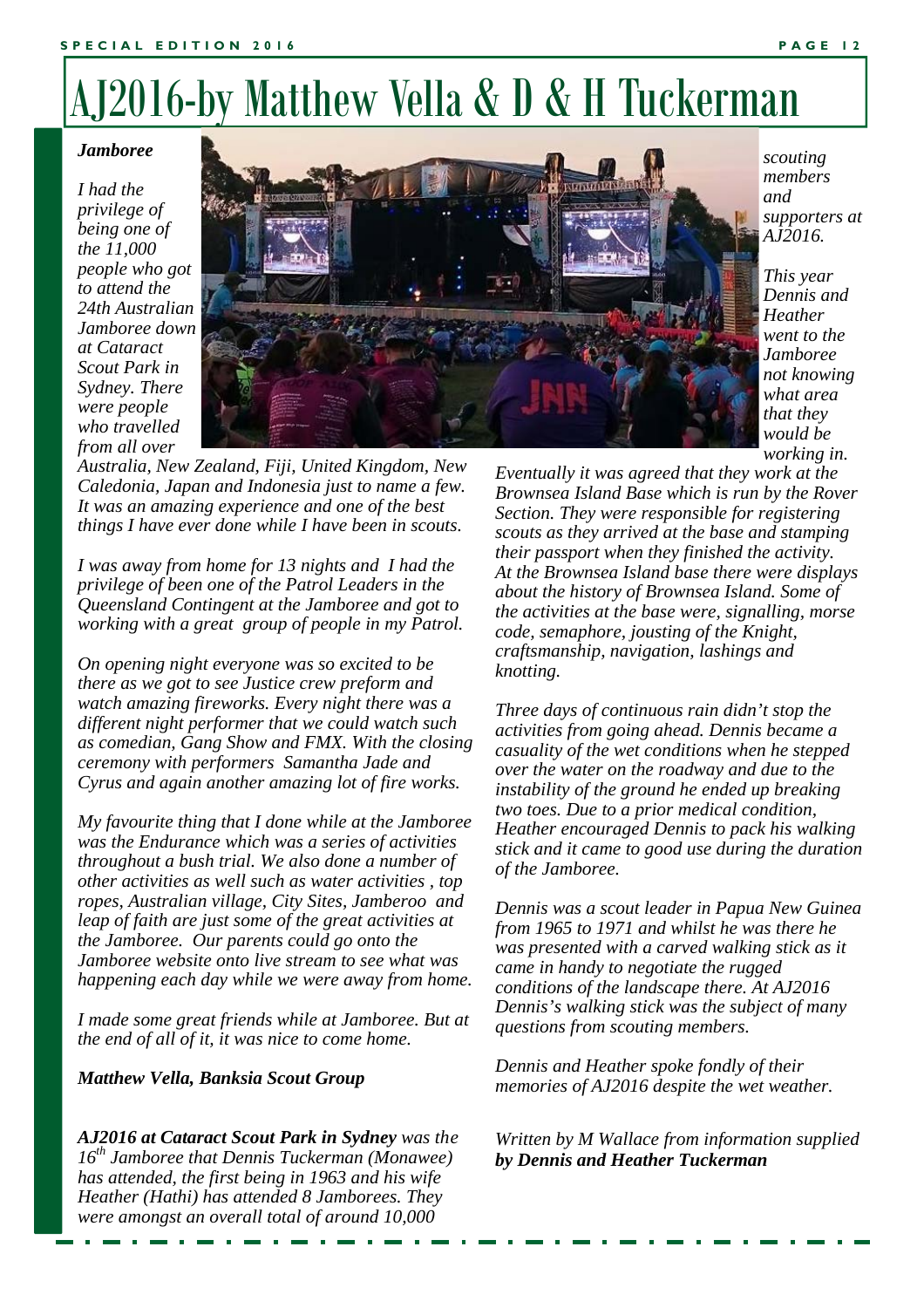# AJ2016-by Matthew Vella & D & H Tuckerman

***Jamboree***

*I had the privilege of being one of the 11,000 people who got to attend the 24th Australian Jamboree down at Cataract Scout Park in Sydney. There were people who travelled from all over Australia, New Zealand, Fiji, United Kingdom, New Caledonia, Japan and Indonesia just to name a few. It was an amazing experience and one of the best things I have ever done while I have been in scouts.*

*I was away from home for 13 nights and I had the privilege of been one of the Patrol Leaders in the Queensland Contingent at the Jamboree and got to working with a great group of people in my Patrol.*

*On opening night everyone was so excited to be there as we got to see Justice crew preform and watch amazing fireworks. Every night there was a different night performer that we could watch such as comedian, Gang Show and FMX. With the closing ceremony with performers Samantha Jade and Cyrus and again another amazing lot of fire works.*

*My favourite thing that I done while at the Jamboree was the Endurance which was a series of activities throughout a bush trial. We also done a number of other activities as well such as water activities , top ropes, Australian village, City Sites, Jamberoo and leap of faith are just some of the great activities at the Jamboree. Our parents could go onto the Jamboree website onto live stream to see what was happening each day while we were away from home.*

*I made some great friends while at Jamboree. But at the end of all of it, it was nice to come home.*

***Matthew Vella, Banksia Scout Group***

***AJ2016 at Cataract Scout Park in Sydney** was the 16th Jamboree that Dennis Tuckerman (Monawee) has attended, the first being in 1963 and his wife Heather (Hathi) has attended 8 Jamborees. They were amongst an overall total of around 10,000 scouting members and supporters at AJ2016.*

*This year Dennis and Heather went to the Jamboree not knowing what area that they would be working in. Eventually it was agreed that they work at the Brownsea Island Base which is run by the Rover Section. They were responsible for registering scouts as they arrived at the base and stamping their passport when they finished the activity. At the Brownsea Island base there were displays about the history of Brownsea Island. Some of the activities at the base were, signalling, morse code, semaphore, jousting of the Knight, craftsmanship, navigation, lashings and knotting.*

*Three days of continuous rain didn't stop the activities from going ahead. Dennis became a casualty of the wet conditions when he stepped over the water on the roadway and due to the instability of the ground he ended up breaking two toes. Due to a prior medical condition, Heather encouraged Dennis to pack his walking stick and it came to good use during the duration of the Jamboree.*

*Dennis was a scout leader in Papua New Guinea from 1965 to 1971 and whilst he was there he was presented with a carved walking stick as it came in handy to negotiate the rugged conditions of the landscape there. At AJ2016 Dennis's walking stick was the subject of many questions from scouting members.*

*Dennis and Heather spoke fondly of their memories of AJ2016 despite the wet weather.*

*Written by M Wallace from information supplied **by Dennis and Heather Tuckerman***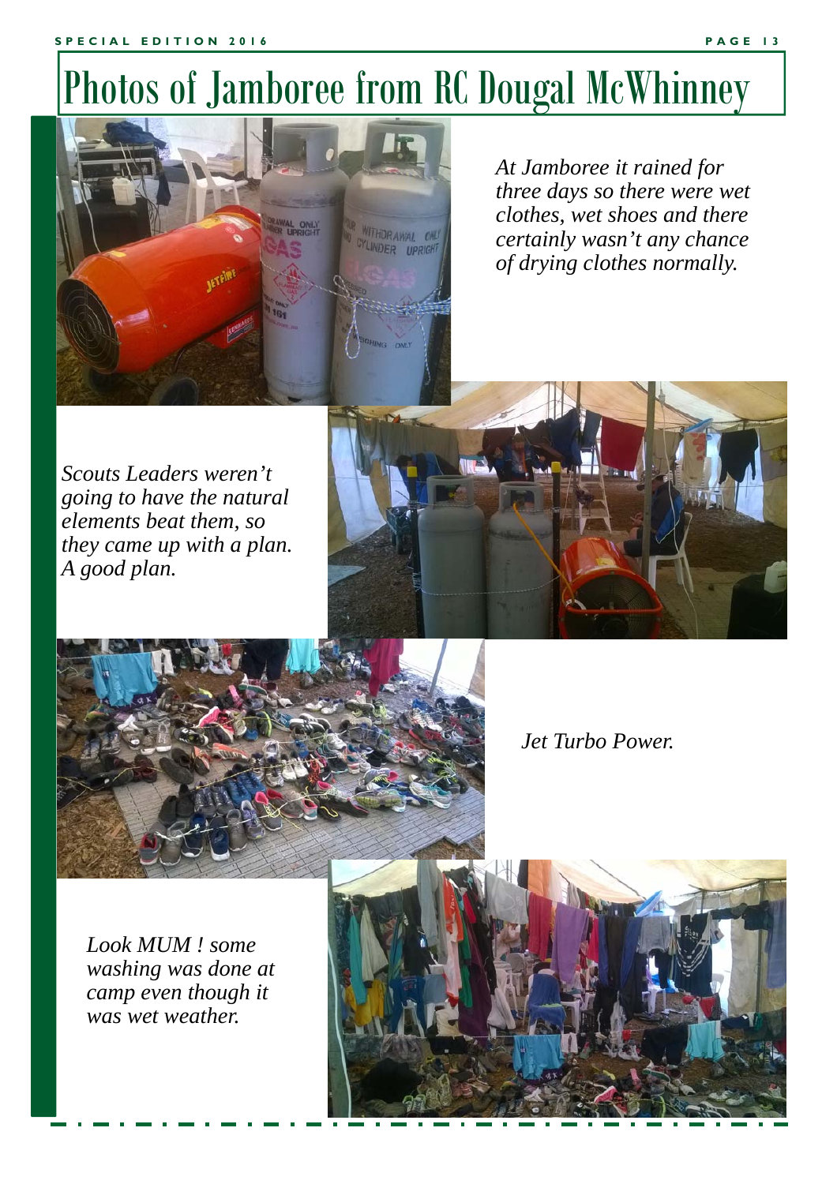# Photos of Jamboree from RC Dougal McWhinney

*At Jamboree it rained for three days so there were wet clothes, wet shoes and there certainly wasn't any chance of drying clothes normally.*

*Scouts Leaders weren't going to have the natural elements beat them, so they came up with a plan. A good plan.*

*Jet Turbo Power.*

*Look MUM ! some washing was done at camp even though it was wet weather.*